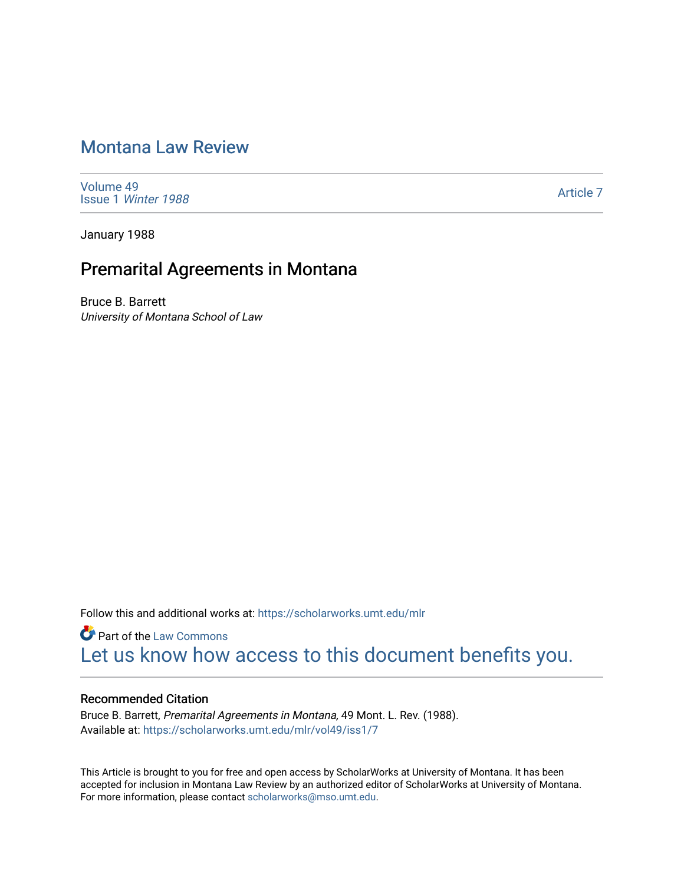# Montana Law Review

Volume 49
Issue 1 *Winter 1988*

Article 7

January 1988

## Premarital Agreements in Montana

Bruce B. Barrett
*University of Montana School of Law*

Follow this and additional works at: https://scholarworks.umt.edu/mlr

Part of the Law Commons

Let us know how access to this document benefits you.

### Recommended Citation

Bruce B. Barrett, *Premarital Agreements in Montana,* 49 Mont. L. Rev. (1988).
Available at: https://scholarworks.umt.edu/mlr/vol49/iss1/7

This Article is brought to you for free and open access by ScholarWorks at University of Montana. It has been accepted for inclusion in Montana Law Review by an authorized editor of ScholarWorks at University of Montana. For more information, please contact scholarworks@mso.umt.edu.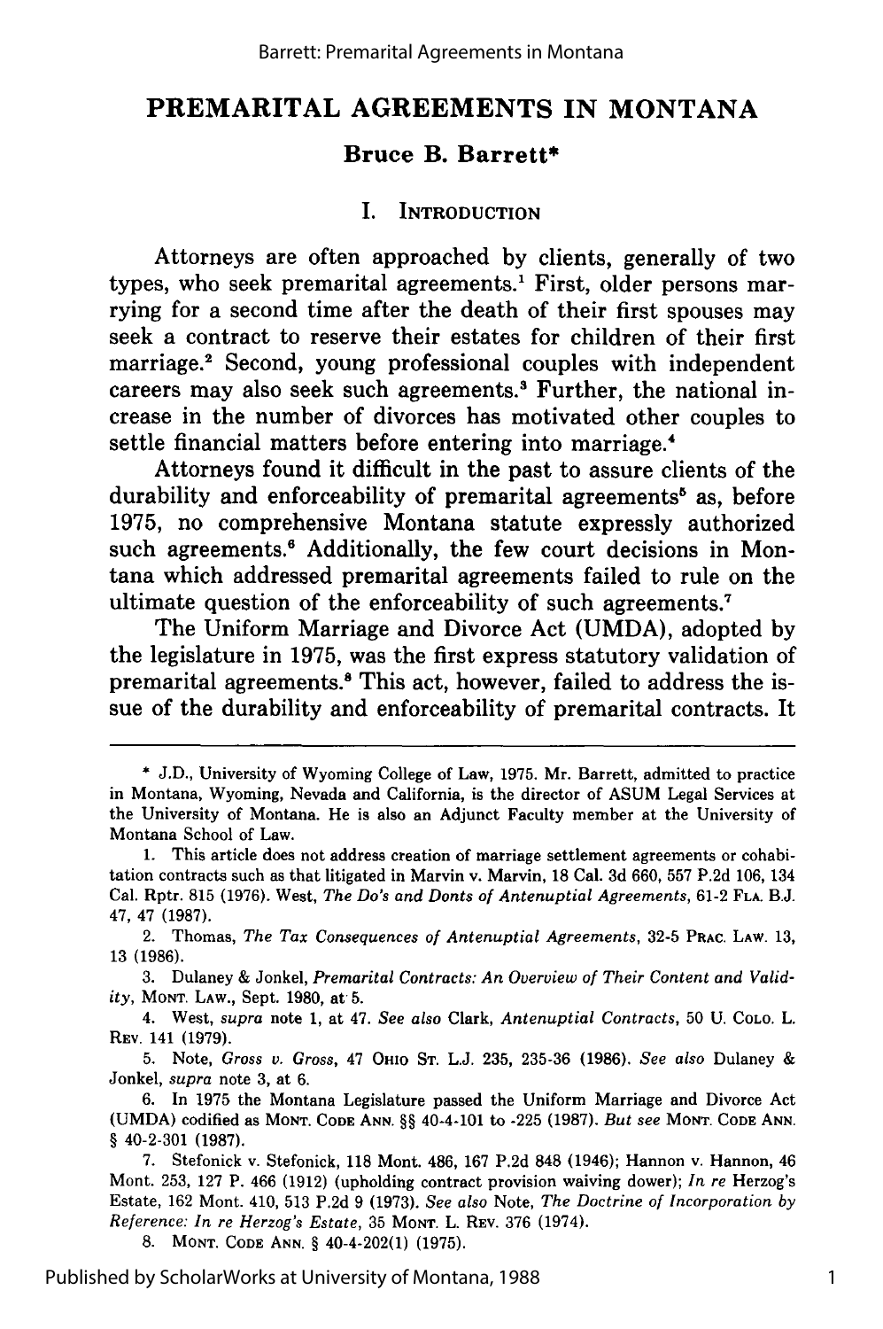# PREMARITAL AGREEMENTS IN MONTANA

## Bruce B. Barrett*

### I. Introduction

Attorneys are often approached by clients, generally of two types, who seek premarital agreements.[1] First, older persons marrying for a second time after the death of their first spouses may seek a contract to reserve their estates for children of their first marriage.[2] Second, young professional couples with independent careers may also seek such agreements.[3] Further, the national increase in the number of divorces has motivated other couples to settle financial matters before entering into marriage.[4]

Attorneys found it difficult in the past to assure clients of the durability and enforceability of premarital agreements[5] as, before 1975, no comprehensive Montana statute expressly authorized such agreements.[6] Additionally, the few court decisions in Montana which addressed premarital agreements failed to rule on the ultimate question of the enforceability of such agreements.[7]

The Uniform Marriage and Divorce Act (UMDA), adopted by the legislature in 1975, was the first express statutory validation of premarital agreements.[8] This act, however, failed to address the issue of the durability and enforceability of premarital contracts. It

---

\* J.D., University of Wyoming College of Law, 1975. Mr. Barrett, admitted to practice in Montana, Wyoming, Nevada and California, is the director of ASUM Legal Services at the University of Montana. He is also an Adjunct Faculty member at the University of Montana School of Law.

1. This article does not address creation of marriage settlement agreements or cohabitation contracts such as that litigated in Marvin v. Marvin, 18 Cal. 3d 660, 557 P.2d 106, 134 Cal. Rptr. 815 (1976). West, *The Do's and Donts of Antenuptial Agreements*, 61-2 FLA. B.J. 47, 47 (1987).

2. Thomas, *The Tax Consequences of Antenuptial Agreements*, 32-5 PRAC. LAW. 13, 13 (1986).

3. Dulaney & Jonkel, *Premarital Contracts: An Overview of Their Content and Validity*, MONT. LAW., Sept. 1980, at 5.

4. West, *supra* note 1, at 47. *See also* Clark, *Antenuptial Contracts*, 50 U. COLO. L. REV. 141 (1979).

5. Note, *Gross v. Gross*, 47 OHIO ST. L.J. 235, 235-36 (1986). *See also* Dulaney & Jonkel, *supra* note 3, at 6.

6. In 1975 the Montana Legislature passed the Uniform Marriage and Divorce Act (UMDA) codified as MONT. CODE ANN. §§ 40-4-101 to -225 (1987). *But see* MONT. CODE ANN. § 40-2-301 (1987).

7. Stefonick v. Stefonick, 118 Mont. 486, 167 P.2d 848 (1946); Hannon v. Hannon, 46 Mont. 253, 127 P. 466 (1912) (upholding contract provision waiving dower); *In re* Herzog's Estate, 162 Mont. 410, 513 P.2d 9 (1973). *See also* Note, *The Doctrine of Incorporation by Reference: In re Herzog's Estate*, 35 MONT. L. REV. 376 (1974).

8. MONT. CODE ANN. § 40-4-202(1) (1975).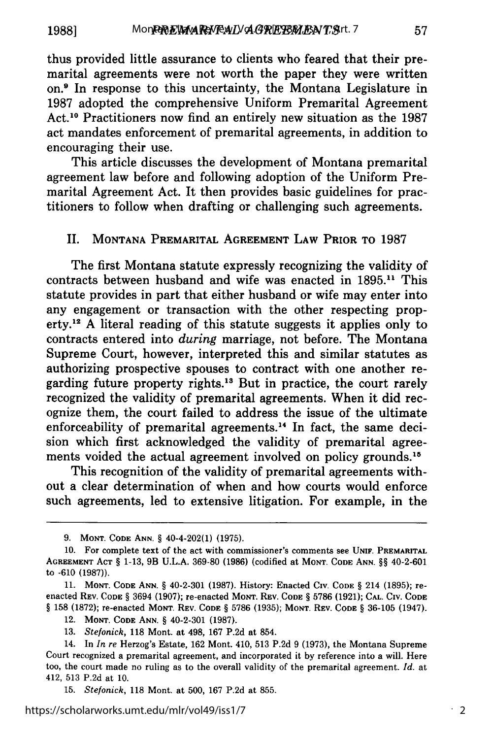thus provided little assurance to clients who feared that their premarital agreements were not worth the paper they were written on.[9] In response to this uncertainty, the Montana Legislature in 1987 adopted the comprehensive Uniform Premarital Agreement Act.[10] Practitioners now find an entirely new situation as the 1987 act mandates enforcement of premarital agreements, in addition to encouraging their use.

This article discusses the development of Montana premarital agreement law before and following adoption of the Uniform Premarital Agreement Act. It then provides basic guidelines for practitioners to follow when drafting or challenging such agreements.

## II. Montana Premarital Agreement Law Prior to 1987

The first Montana statute expressly recognizing the validity of contracts between husband and wife was enacted in 1895.[11] This statute provides in part that either husband or wife may enter into any engagement or transaction with the other respecting property.[12] A literal reading of this statute suggests it applies only to contracts entered into *during* marriage, not before. The Montana Supreme Court, however, interpreted this and similar statutes as authorizing prospective spouses to contract with one another regarding future property rights.[13] But in practice, the court rarely recognized the validity of premarital agreements. When it did recognize them, the court failed to address the issue of the ultimate enforceability of premarital agreements.[14] In fact, the same decision which first acknowledged the validity of premarital agreements voided the actual agreement involved on policy grounds.[15]

This recognition of the validity of premarital agreements without a clear determination of when and how courts would enforce such agreements, led to extensive litigation. For example, in the

---

9. Mont. Code Ann. § 40-4-202(1) (1975).

10. For complete text of the act with commissioner's comments see Unif. Premarital Agreement Act § 1-13, 9B U.L.A. 369-80 (1986) (codified at Mont. Code Ann. §§ 40-2-601 to -610 (1987)).

11. Mont. Code Ann. § 40-2-301 (1987). History: Enacted Civ. Code § 214 (1895); re-enacted Rev. Code § 3694 (1907); re-enacted Mont. Rev. Code § 5786 (1921); Cal. Civ. Code § 158 (1872); re-enacted Mont. Rev. Code § 5786 (1935); Mont. Rev. Code § 36-105 (1947).

12. Mont. Code Ann. § 40-2-301 (1987).

13. *Stefonick*, 118 Mont. at 498, 167 P.2d at 854.

14. In *In re* Herzog's Estate, 162 Mont. 410, 513 P.2d 9 (1973), the Montana Supreme Court recognized a premarital agreement, and incorporated it by reference into a will. Here too, the court made no ruling as to the overall validity of the premarital agreement. *Id.* at 412, 513 P.2d at 10.

15. *Stefonick*, 118 Mont. at 500, 167 P.2d at 855.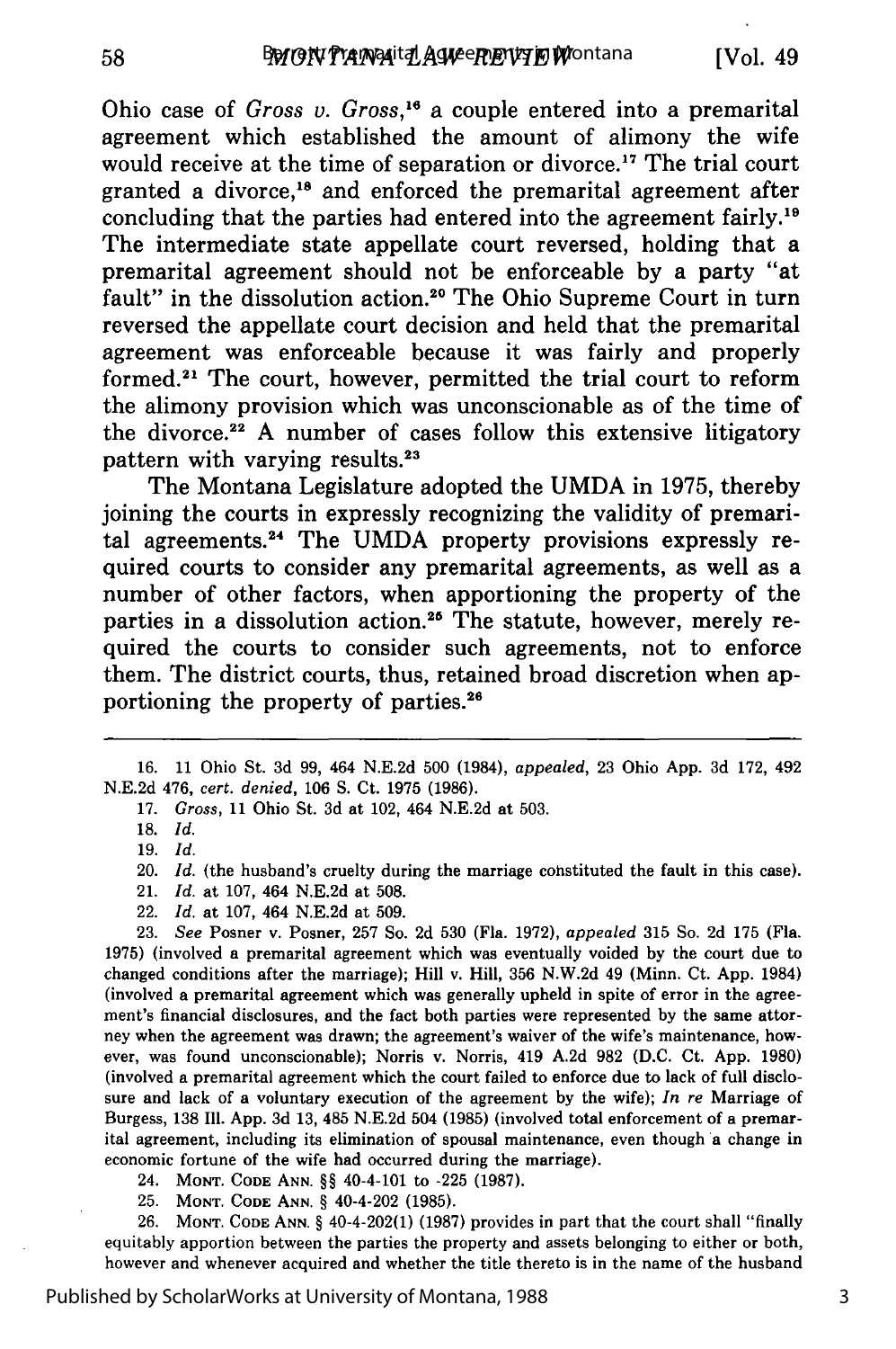Ohio case of *Gross v. Gross*,[16] a couple entered into a premarital agreement which established the amount of alimony the wife would receive at the time of separation or divorce.[17] The trial court granted a divorce,[18] and enforced the premarital agreement after concluding that the parties had entered into the agreement fairly.[19] The intermediate state appellate court reversed, holding that a premarital agreement should not be enforceable by a party "at fault" in the dissolution action.[20] The Ohio Supreme Court in turn reversed the appellate court decision and held that the premarital agreement was enforceable because it was fairly and properly formed.[21] The court, however, permitted the trial court to reform the alimony provision which was unconscionable as of the time of the divorce.[22] A number of cases follow this extensive litigatory pattern with varying results.[23]

The Montana Legislature adopted the UMDA in 1975, thereby joining the courts in expressly recognizing the validity of premarital agreements.[24] The UMDA property provisions expressly required courts to consider any premarital agreements, as well as a number of other factors, when apportioning the property of the parties in a dissolution action.[25] The statute, however, merely required the courts to consider such agreements, not to enforce them. The district courts, thus, retained broad discretion when apportioning the property of parties.[26]

---

16. 11 Ohio St. 3d 99, 464 N.E.2d 500 (1984), *appealed*, 23 Ohio App. 3d 172, 492 N.E.2d 476, *cert. denied*, 106 S. Ct. 1975 (1986).

17. *Gross*, 11 Ohio St. 3d at 102, 464 N.E.2d at 503.

18. *Id.*

19. *Id.*

20. *Id.* (the husband's cruelty during the marriage constituted the fault in this case).

21. *Id.* at 107, 464 N.E.2d at 508.

22. *Id.* at 107, 464 N.E.2d at 509.

23. *See* Posner v. Posner, 257 So. 2d 530 (Fla. 1972), *appealed* 315 So. 2d 175 (Fla. 1975) (involved a premarital agreement which was eventually voided by the court due to changed conditions after the marriage); Hill v. Hill, 356 N.W.2d 49 (Minn. Ct. App. 1984) (involved a premarital agreement which was generally upheld in spite of error in the agreement's financial disclosures, and the fact both parties were represented by the same attorney when the agreement was drawn; the agreement's waiver of the wife's maintenance, however, was found unconscionable); Norris v. Norris, 419 A.2d 982 (D.C. Ct. App. 1980) (involved a premarital agreement which the court failed to enforce due to lack of full disclosure and lack of a voluntary execution of the agreement by the wife); *In re* Marriage of Burgess, 138 Ill. App. 3d 13, 485 N.E.2d 504 (1985) (involved total enforcement of a premarital agreement, including its elimination of spousal maintenance, even though a change in economic fortune of the wife had occurred during the marriage).

24. MONT. CODE ANN. §§ 40-4-101 to -225 (1987).

25. MONT. CODE ANN. § 40-4-202 (1985).

26. MONT. CODE ANN. § 40-4-202(1) (1987) provides in part that the court shall "finally equitably apportion between the parties the property and assets belonging to either or both, however and whenever acquired and whether the title thereto is in the name of the husband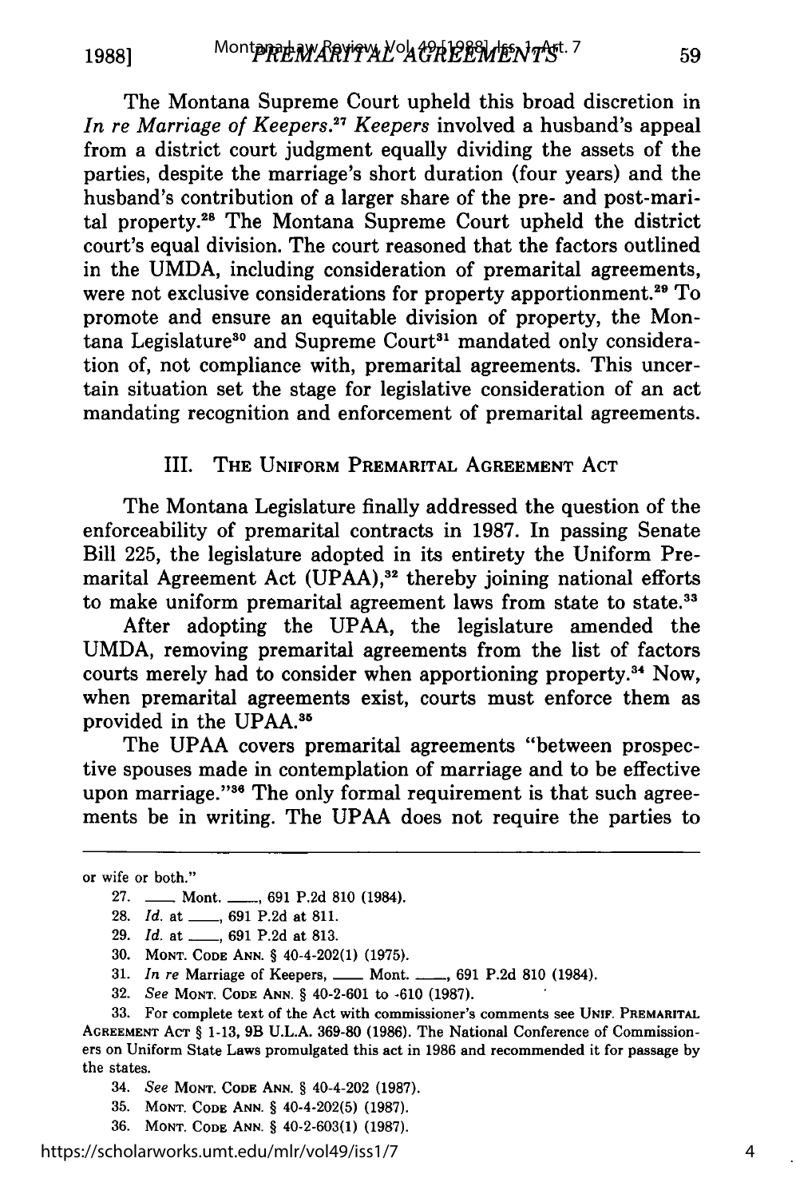The Montana Supreme Court upheld this broad discretion in *In re Marriage of Keepers*.[27] *Keepers* involved a husband's appeal from a district court judgment equally dividing the assets of the parties, despite the marriage's short duration (four years) and the husband's contribution of a larger share of the pre- and post-marital property.[28] The Montana Supreme Court upheld the district court's equal division. The court reasoned that the factors outlined in the UMDA, including consideration of premarital agreements, were not exclusive considerations for property apportionment.[29] To promote and ensure an equitable division of property, the Montana Legislature[30] and Supreme Court[31] mandated only consideration of, not compliance with, premarital agreements. This uncertain situation set the stage for legislative consideration of an act mandating recognition and enforcement of premarital agreements.

## III. The Uniform Premarital Agreement Act

The Montana Legislature finally addressed the question of the enforceability of premarital contracts in 1987. In passing Senate Bill 225, the legislature adopted in its entirety the Uniform Premarital Agreement Act (UPAA),[32] thereby joining national efforts to make uniform premarital agreement laws from state to state.[33]

After adopting the UPAA, the legislature amended the UMDA, removing premarital agreements from the list of factors courts merely had to consider when apportioning property.[34] Now, when premarital agreements exist, courts must enforce them as provided in the UPAA.[35]

The UPAA covers premarital agreements "between prospective spouses made in contemplation of marriage and to be effective upon marriage."[36] The only formal requirement is that such agreements be in writing. The UPAA does not require the parties to

---

or wife or both."

27. ___ Mont. ___, 691 P.2d 810 (1984).

28. *Id.* at ___, 691 P.2d at 811.

29. *Id.* at ___, 691 P.2d at 813.

30. Mont. Code Ann. § 40-4-202(1) (1975).

31. *In re* Marriage of Keepers, ___ Mont. ___, 691 P.2d 810 (1984).

32. *See* Mont. Code Ann. § 40-2-601 to -610 (1987).

33. For complete text of the Act with commissioner's comments see Unif. Premarital Agreement Act § 1-13, 9B U.L.A. 369-80 (1986). The National Conference of Commissioners on Uniform State Laws promulgated this act in 1986 and recommended it for passage by the states.

34. *See* Mont. Code Ann. § 40-4-202 (1987).

35. Mont. Code Ann. § 40-4-202(5) (1987).

36. Mont. Code Ann. § 40-2-603(1) (1987).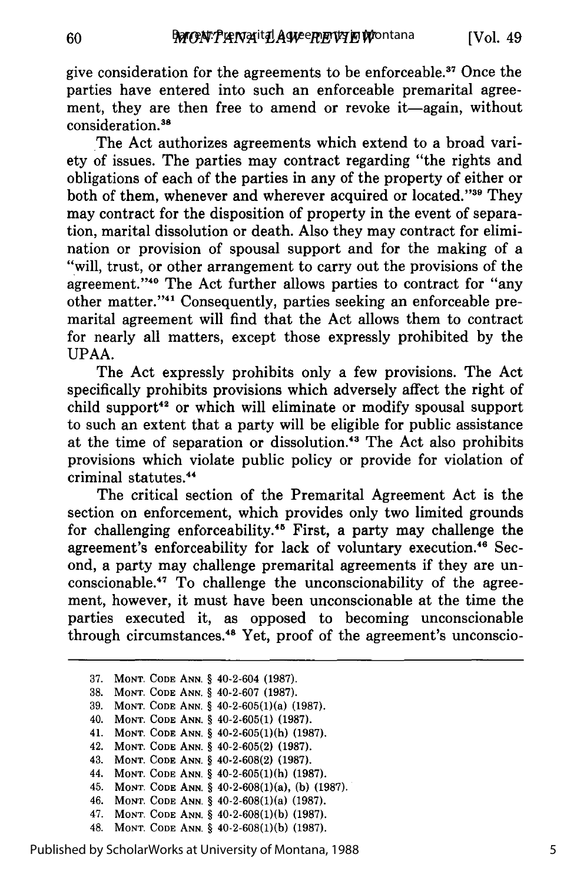give consideration for the agreements to be enforceable.[37] Once the parties have entered into such an enforceable premarital agreement, they are then free to amend or revoke it—again, without consideration.[38]

The Act authorizes agreements which extend to a broad variety of issues. The parties may contract regarding "the rights and obligations of each of the parties in any of the property of either or both of them, whenever and wherever acquired or located."[39] They may contract for the disposition of property in the event of separation, marital dissolution or death. Also they may contract for elimination or provision of spousal support and for the making of a "will, trust, or other arrangement to carry out the provisions of the agreement."[40] The Act further allows parties to contract for "any other matter."[41] Consequently, parties seeking an enforceable premarital agreement will find that the Act allows them to contract for nearly all matters, except those expressly prohibited by the UPAA.

The Act expressly prohibits only a few provisions. The Act specifically prohibits provisions which adversely affect the right of child support[42] or which will eliminate or modify spousal support to such an extent that a party will be eligible for public assistance at the time of separation or dissolution.[43] The Act also prohibits provisions which violate public policy or provide for violation of criminal statutes.[44]

The critical section of the Premarital Agreement Act is the section on enforcement, which provides only two limited grounds for challenging enforceability.[45] First, a party may challenge the agreement's enforceability for lack of voluntary execution.[46] Second, a party may challenge premarital agreements if they are unconscionable.[47] To challenge the unconscionability of the agreement, however, it must have been unconscionable at the time the parties executed it, as opposed to becoming unconscionable through circumstances.[48] Yet, proof of the agreement's unconscio-

---

37. MONT. CODE ANN. § 40-2-604 (1987).
38. MONT. CODE ANN. § 40-2-607 (1987).
39. MONT. CODE ANN. § 40-2-605(1)(a) (1987).
40. MONT. CODE ANN. § 40-2-605(1) (1987).
41. MONT. CODE ANN. § 40-2-605(1)(h) (1987).
42. MONT. CODE ANN. § 40-2-605(2) (1987).
43. MONT. CODE ANN. § 40-2-608(2) (1987).
44. MONT. CODE ANN. § 40-2-605(1)(h) (1987).
45. MONT. CODE ANN. § 40-2-608(1)(a), (b) (1987).
46. MONT. CODE ANN. § 40-2-608(1)(a) (1987).
47. MONT. CODE ANN. § 40-2-608(1)(b) (1987).
48. MONT. CODE ANN. § 40-2-608(1)(b) (1987).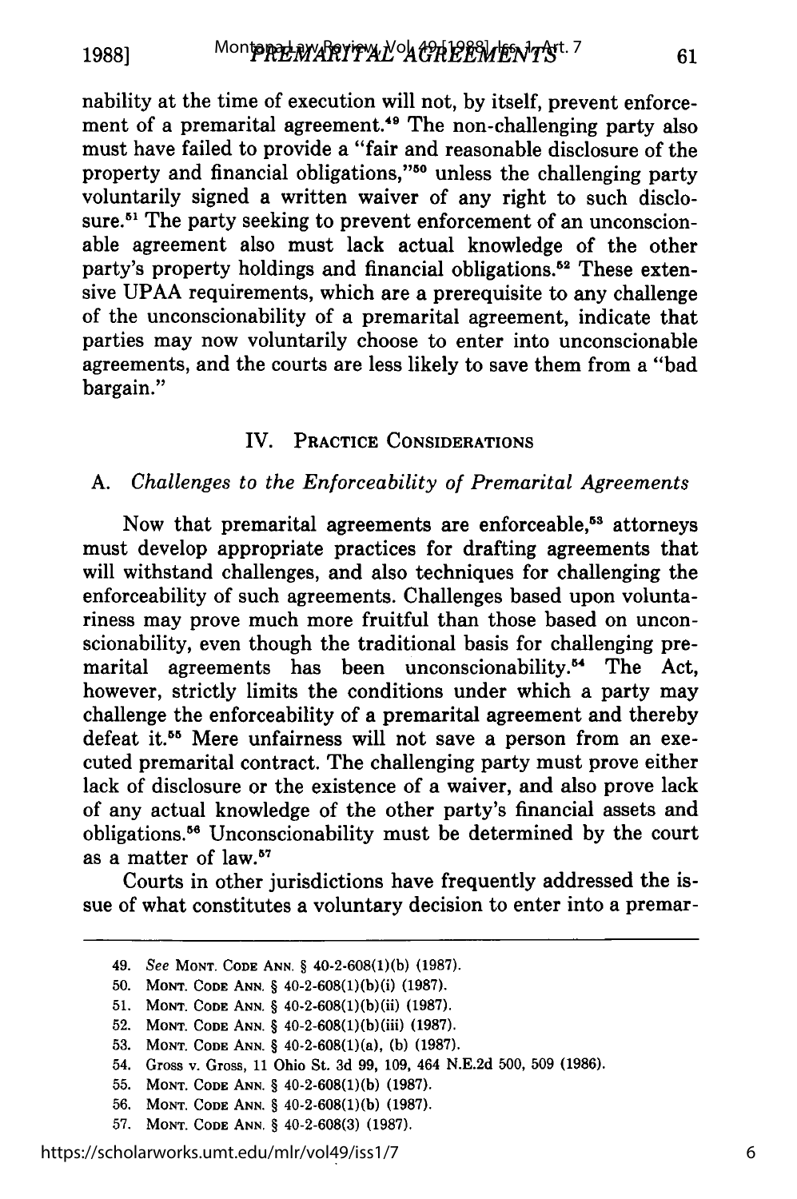nability at the time of execution will not, by itself, prevent enforcement of a premarital agreement.[49] The non-challenging party also must have failed to provide a "fair and reasonable disclosure of the property and financial obligations,"[50] unless the challenging party voluntarily signed a written waiver of any right to such disclosure.[51] The party seeking to prevent enforcement of an unconscionable agreement also must lack actual knowledge of the other party's property holdings and financial obligations.[52] These extensive UPAA requirements, which are a prerequisite to any challenge of the unconscionability of a premarital agreement, indicate that parties may now voluntarily choose to enter into unconscionable agreements, and the courts are less likely to save them from a "bad bargain."

## IV. Practice Considerations

### A. *Challenges to the Enforceability of Premarital Agreements*

Now that premarital agreements are enforceable,[53] attorneys must develop appropriate practices for drafting agreements that will withstand challenges, and also techniques for challenging the enforceability of such agreements. Challenges based upon voluntariness may prove much more fruitful than those based on unconscionability, even though the traditional basis for challenging premarital agreements has been unconscionability.[54] The Act, however, strictly limits the conditions under which a party may challenge the enforceability of a premarital agreement and thereby defeat it.[55] Mere unfairness will not save a person from an executed premarital contract. The challenging party must prove either lack of disclosure or the existence of a waiver, and also prove lack of any actual knowledge of the other party's financial assets and obligations.[56] Unconscionability must be determined by the court as a matter of law.[57]

Courts in other jurisdictions have frequently addressed the issue of what constitutes a voluntary decision to enter into a premar-

---

49. *See* Mont. Code Ann. § 40-2-608(1)(b) (1987).
50. Mont. Code Ann. § 40-2-608(1)(b)(i) (1987).
51. Mont. Code Ann. § 40-2-608(1)(b)(ii) (1987).
52. Mont. Code Ann. § 40-2-608(1)(b)(iii) (1987).
53. Mont. Code Ann. § 40-2-608(1)(a), (b) (1987).
54. Gross v. Gross, 11 Ohio St. 3d 99, 109, 464 N.E.2d 500, 509 (1986).
55. Mont. Code Ann. § 40-2-608(1)(b) (1987).
56. Mont. Code Ann. § 40-2-608(1)(b) (1987).
57. Mont. Code Ann. § 40-2-608(3) (1987).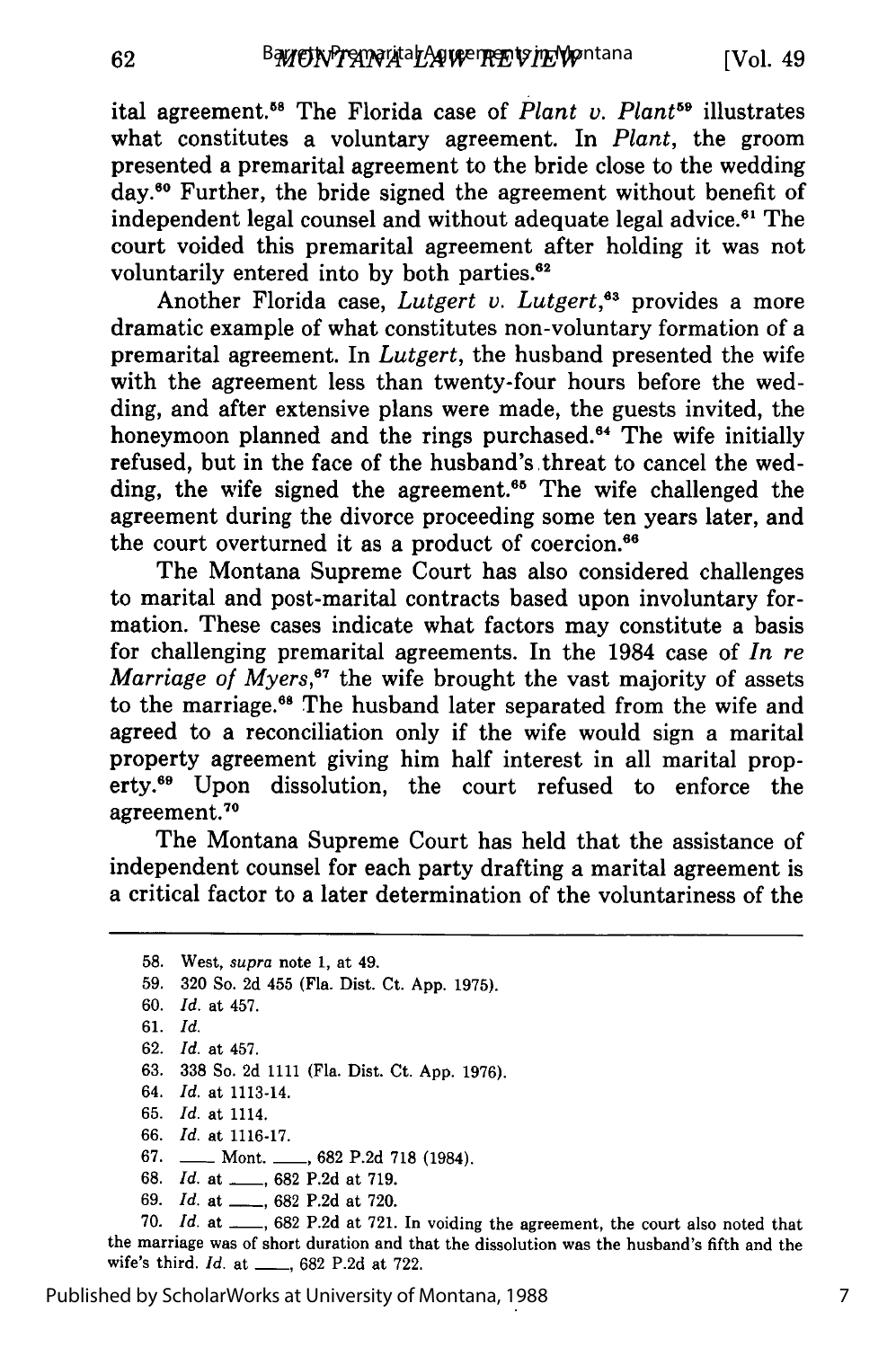ital agreement.[58] The Florida case of *Plant v. Plant*[59] illustrates what constitutes a voluntary agreement. In *Plant*, the groom presented a premarital agreement to the bride close to the wedding day.[60] Further, the bride signed the agreement without benefit of independent legal counsel and without adequate legal advice.[61] The court voided this premarital agreement after holding it was not voluntarily entered into by both parties.[62]

Another Florida case, *Lutgert v. Lutgert*,[63] provides a more dramatic example of what constitutes non-voluntary formation of a premarital agreement. In *Lutgert*, the husband presented the wife with the agreement less than twenty-four hours before the wedding, and after extensive plans were made, the guests invited, the honeymoon planned and the rings purchased.[64] The wife initially refused, but in the face of the husband's threat to cancel the wedding, the wife signed the agreement.[65] The wife challenged the agreement during the divorce proceeding some ten years later, and the court overturned it as a product of coercion.[66]

The Montana Supreme Court has also considered challenges to marital and post-marital contracts based upon involuntary formation. These cases indicate what factors may constitute a basis for challenging premarital agreements. In the 1984 case of *In re Marriage of Myers*,[67] the wife brought the vast majority of assets to the marriage.[68] The husband later separated from the wife and agreed to a reconciliation only if the wife would sign a marital property agreement giving him half interest in all marital property.[69] Upon dissolution, the court refused to enforce the agreement.[70]

The Montana Supreme Court has held that the assistance of independent counsel for each party drafting a marital agreement is a critical factor to a later determination of the voluntariness of the

---

58. West, *supra* note 1, at 49.
59. 320 So. 2d 455 (Fla. Dist. Ct. App. 1975).
60. *Id.* at 457.
61. *Id.*
62. *Id.* at 457.
63. 338 So. 2d 1111 (Fla. Dist. Ct. App. 1976).
64. *Id.* at 1113-14.
65. *Id.* at 1114.
66. *Id.* at 1116-17.
67. ___ Mont. ___, 682 P.2d 718 (1984).
68. *Id.* at ___, 682 P.2d at 719.
69. *Id.* at ___, 682 P.2d at 720.
70. *Id.* at ___, 682 P.2d at 721. In voiding the agreement, the court also noted that the marriage was of short duration and that the dissolution was the husband's fifth and the wife's third. *Id.* at ___, 682 P.2d at 722.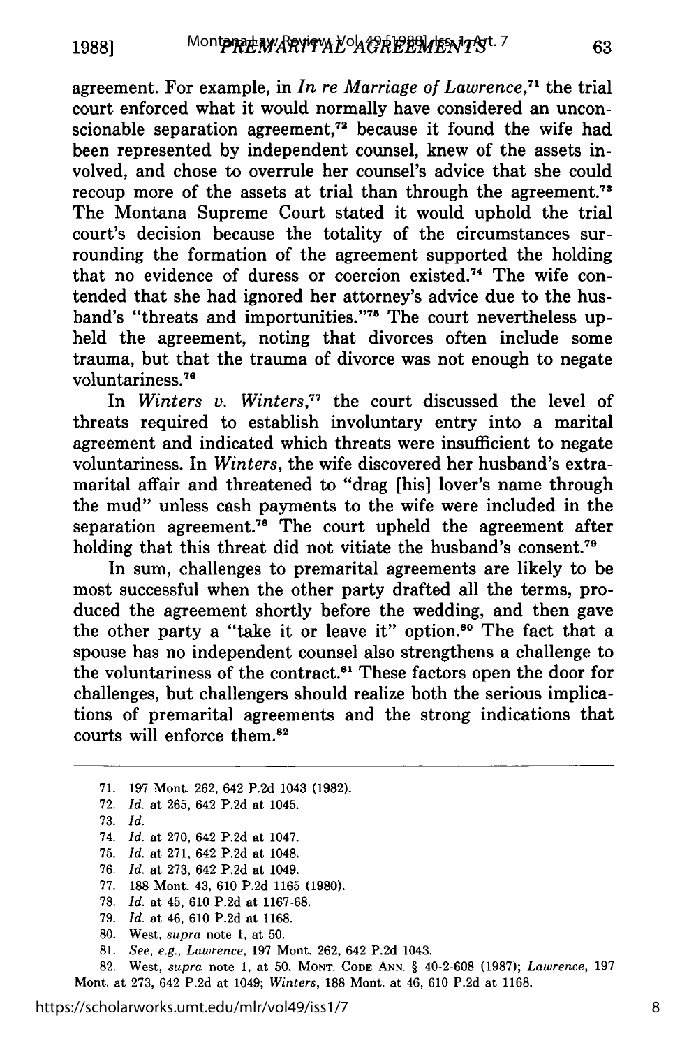agreement. For example, in *In re Marriage of Lawrence*,[71] the trial court enforced what it would normally have considered an unconscionable separation agreement,[72] because it found the wife had been represented by independent counsel, knew of the assets involved, and chose to overrule her counsel's advice that she could recoup more of the assets at trial than through the agreement.[73] The Montana Supreme Court stated it would uphold the trial court's decision because the totality of the circumstances surrounding the formation of the agreement supported the holding that no evidence of duress or coercion existed.[74] The wife contended that she had ignored her attorney's advice due to the husband's "threats and importunities."[75] The court nevertheless upheld the agreement, noting that divorces often include some trauma, but that the trauma of divorce was not enough to negate voluntariness.[76]

In *Winters v. Winters*,[77] the court discussed the level of threats required to establish involuntary entry into a marital agreement and indicated which threats were insufficient to negate voluntariness. In *Winters*, the wife discovered her husband's extramarital affair and threatened to "drag [his] lover's name through the mud" unless cash payments to the wife were included in the separation agreement.[78] The court upheld the agreement after holding that this threat did not vitiate the husband's consent.[79]

In sum, challenges to premarital agreements are likely to be most successful when the other party drafted all the terms, produced the agreement shortly before the wedding, and then gave the other party a "take it or leave it" option.[80] The fact that a spouse has no independent counsel also strengthens a challenge to the voluntariness of the contract.[81] These factors open the door for challenges, but challengers should realize both the serious implications of premarital agreements and the strong indications that courts will enforce them.[82]

---

71. 197 Mont. 262, 642 P.2d 1043 (1982).
72. *Id.* at 265, 642 P.2d at 1045.
73. *Id.*
74. *Id.* at 270, 642 P.2d at 1047.
75. *Id.* at 271, 642 P.2d at 1048.
76. *Id.* at 273, 642 P.2d at 1049.
77. 188 Mont. 43, 610 P.2d 1165 (1980).
78. *Id.* at 45, 610 P.2d at 1167-68.
79. *Id.* at 46, 610 P.2d at 1168.
80. West, *supra* note 1, at 50.
81. *See, e.g., Lawrence*, 197 Mont. 262, 642 P.2d 1043.
82. West, *supra* note 1, at 50. MONT. CODE ANN. § 40-2-608 (1987); *Lawrence*, 197 Mont. at 273, 642 P.2d at 1049; *Winters*, 188 Mont. at 46, 610 P.2d at 1168.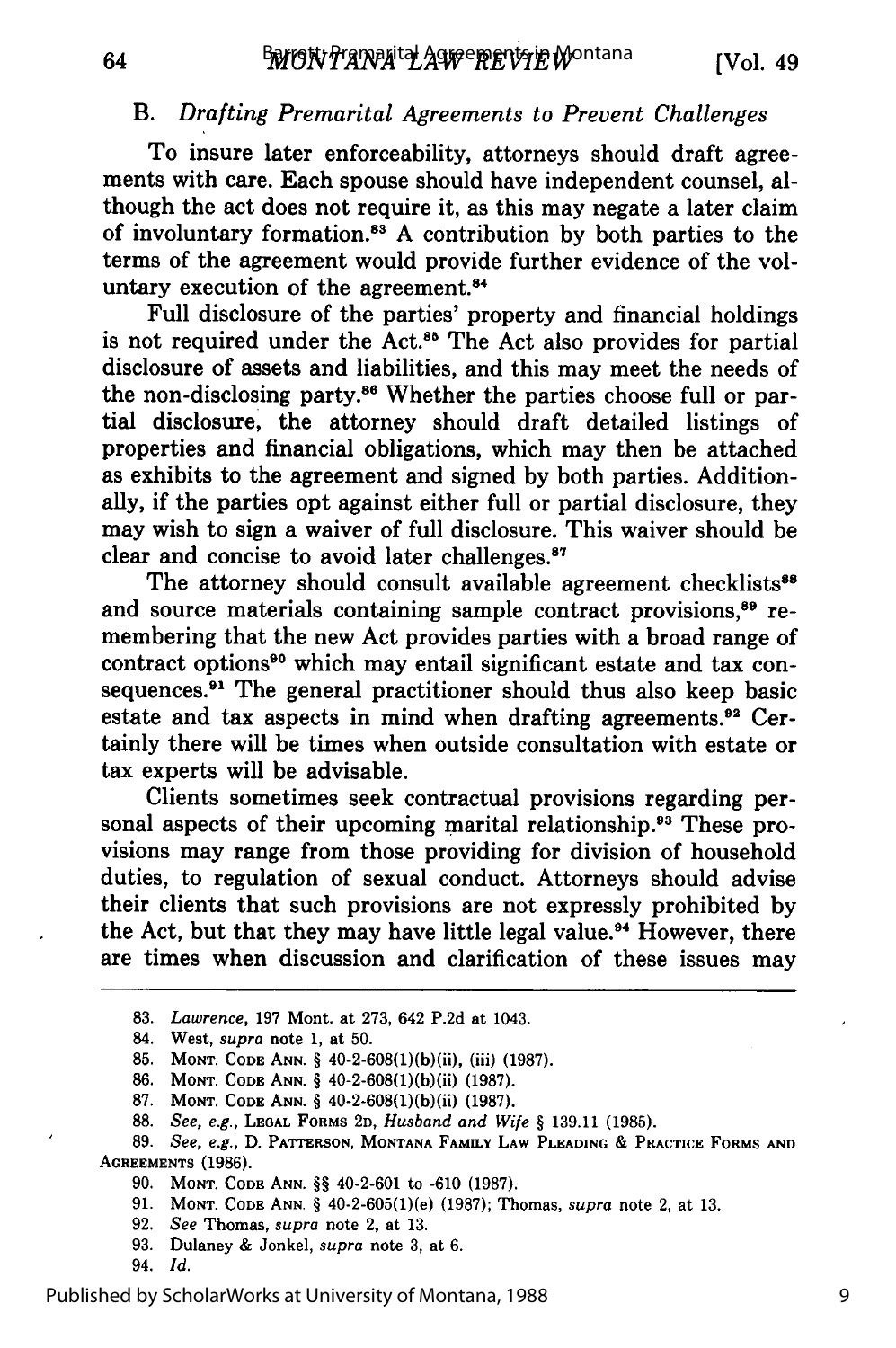### B. *Drafting Premarital Agreements to Prevent Challenges*

To insure later enforceability, attorneys should draft agreements with care. Each spouse should have independent counsel, although the act does not require it, as this may negate a later claim of involuntary formation.[83] A contribution by both parties to the terms of the agreement would provide further evidence of the voluntary execution of the agreement.[84]

Full disclosure of the parties' property and financial holdings is not required under the Act.[85] The Act also provides for partial disclosure of assets and liabilities, and this may meet the needs of the non-disclosing party.[86] Whether the parties choose full or partial disclosure, the attorney should draft detailed listings of properties and financial obligations, which may then be attached as exhibits to the agreement and signed by both parties. Additionally, if the parties opt against either full or partial disclosure, they may wish to sign a waiver of full disclosure. This waiver should be clear and concise to avoid later challenges.[87]

The attorney should consult available agreement checklists[88] and source materials containing sample contract provisions,[89] remembering that the new Act provides parties with a broad range of contract options[90] which may entail significant estate and tax consequences.[91] The general practitioner should thus also keep basic estate and tax aspects in mind when drafting agreements.[92] Certainly there will be times when outside consultation with estate or tax experts will be advisable.

Clients sometimes seek contractual provisions regarding personal aspects of their upcoming marital relationship.[93] These provisions may range from those providing for division of household duties, to regulation of sexual conduct. Attorneys should advise their clients that such provisions are not expressly prohibited by the Act, but that they may have little legal value.[94] However, there are times when discussion and clarification of these issues may

---

83. *Lawrence*, 197 Mont. at 273, 642 P.2d at 1043.

84. West, *supra* note 1, at 50.

85. MONT. CODE ANN. § 40-2-608(1)(b)(ii), (iii) (1987).

86. MONT. CODE ANN. § 40-2-608(1)(b)(ii) (1987).

87. MONT. CODE ANN. § 40-2-608(1)(b)(ii) (1987).

88. *See, e.g.*, LEGAL FORMS 2D, *Husband and Wife* § 139.11 (1985).

89. *See, e.g.*, D. PATTERSON, MONTANA FAMILY LAW PLEADING & PRACTICE FORMS AND AGREEMENTS (1986).

90. MONT. CODE ANN. §§ 40-2-601 to -610 (1987).

91. MONT. CODE ANN. § 40-2-605(1)(e) (1987); Thomas, *supra* note 2, at 13.

92. *See* Thomas, *supra* note 2, at 13.

93. Dulaney & Jonkel, *supra* note 3, at 6.

94. *Id.*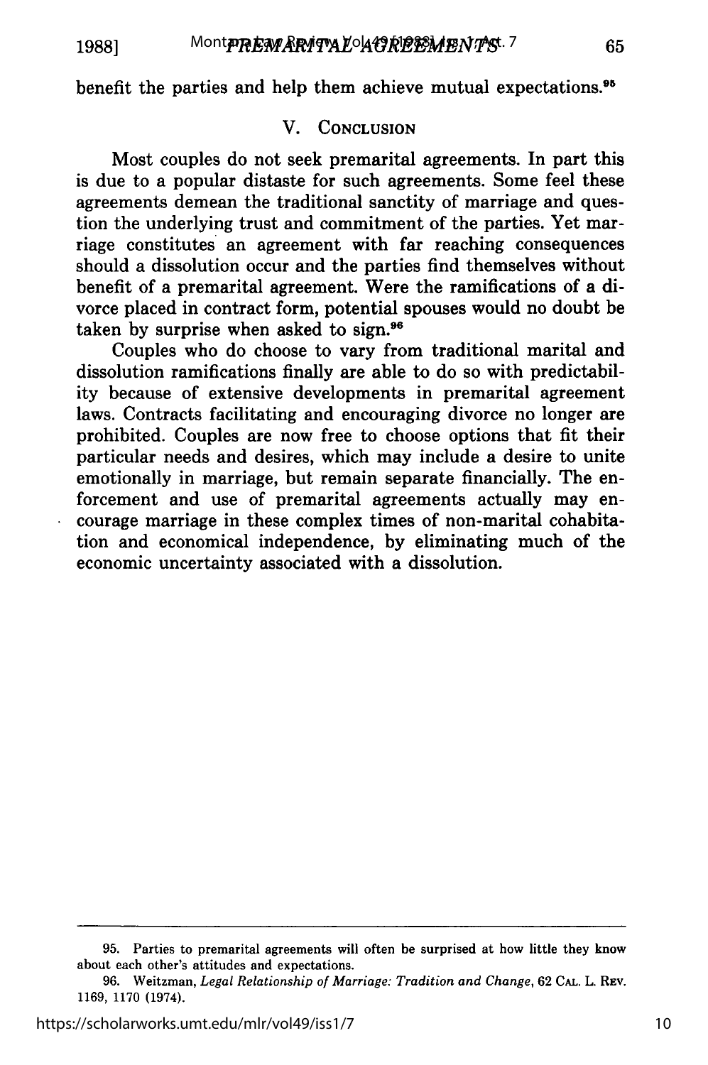benefit the parties and help them achieve mutual expectations.[95]

## V. Conclusion

Most couples do not seek premarital agreements. In part this is due to a popular distaste for such agreements. Some feel these agreements demean the traditional sanctity of marriage and question the underlying trust and commitment of the parties. Yet marriage constitutes an agreement with far reaching consequences should a dissolution occur and the parties find themselves without benefit of a premarital agreement. Were the ramifications of a divorce placed in contract form, potential spouses would no doubt be taken by surprise when asked to sign.[96]

Couples who do choose to vary from traditional marital and dissolution ramifications finally are able to do so with predictability because of extensive developments in premarital agreement laws. Contracts facilitating and encouraging divorce no longer are prohibited. Couples are now free to choose options that fit their particular needs and desires, which may include a desire to unite emotionally in marriage, but remain separate financially. The enforcement and use of premarital agreements actually may encourage marriage in these complex times of non-marital cohabitation and economical independence, by eliminating much of the economic uncertainty associated with a dissolution.

---

95. Parties to premarital agreements will often be surprised at how little they know about each other's attitudes and expectations.

96. Weitzman, *Legal Relationship of Marriage: Tradition and Change*, 62 Cal. L. Rev. 1169, 1170 (1974).